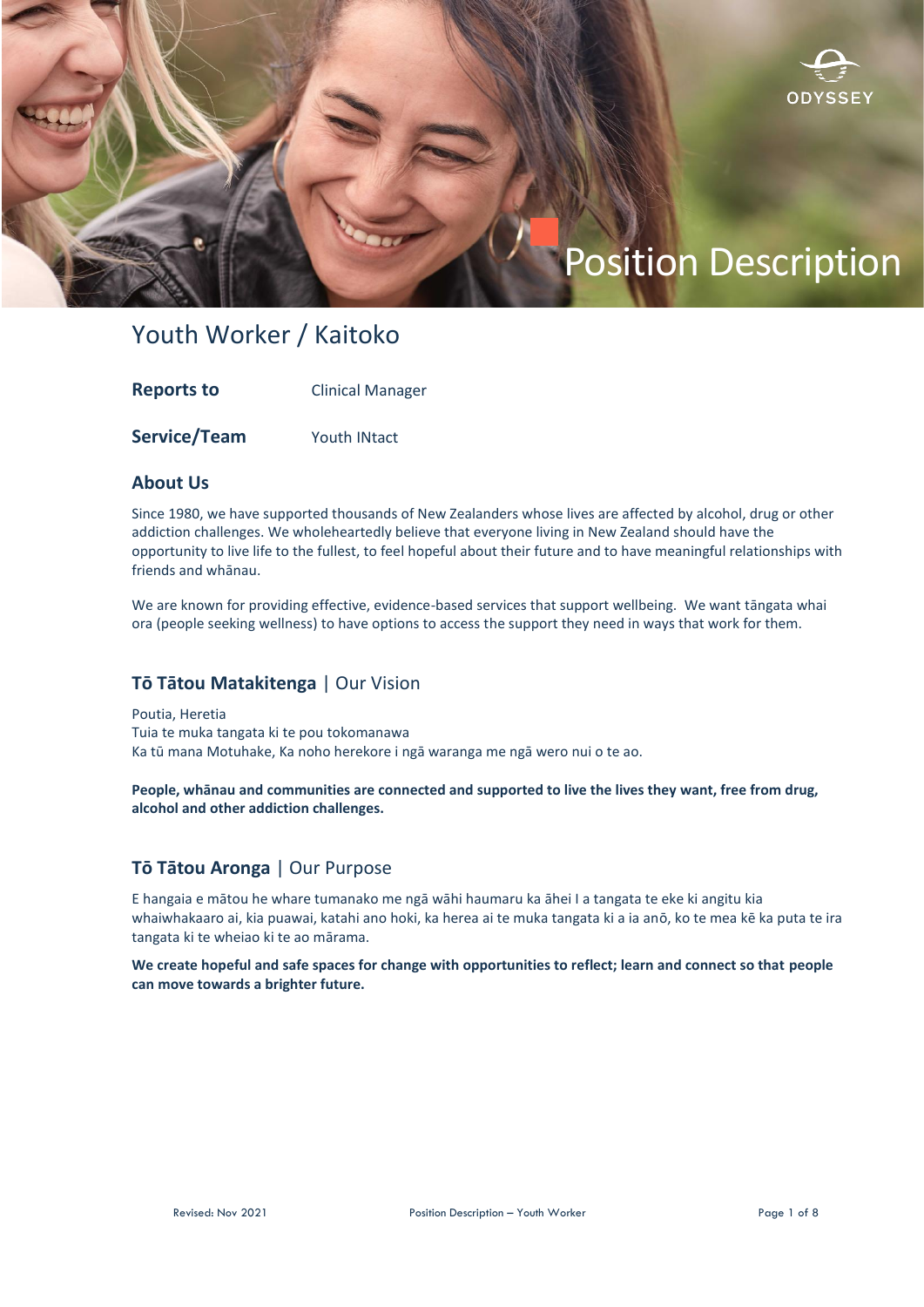ODYSSEY

# Position Description

## Youth Worker / Kaitoko

**Reports to** Clinical Manager

**Service/Team** Youth INtact

### About Us

Since 1980, we have supported thousands of New Zealanders whose lives are affected by alcohol, drug or other addiction challenges. We wholeheartedly believe that everyone living in New Zealand should have the opportunity to live life to the fullest, to feel hopeful about their future and to have meaningful relationships with friends and whānau.

We are known for providing effective, evidence-based services that support wellbeing. We want tāngata whai ora (people seeking wellness) to have options to access the support they need in ways that work for them.

### **Tō Tātou Matakitenga** | Our Vision

Poutia, Heretia
Tuia te muka tangata ki te pou tokomanawa
Ka tū mana Motuhake, Ka noho herekore i ngā waranga me ngā wero nui o te ao.

**People, whānau and communities are connected and supported to live the lives they want, free from drug, alcohol and other addiction challenges.**

### **Tō Tātou Aronga** | Our Purpose

E hangaia e mātou he whare tumanako me ngā wāhi haumaru ka āhei I a tangata te eke ki angitu kia whaiwhakaaro ai, kia puawai, katahi ano hoki, ka herea ai te muka tangata ki a ia anō, ko te mea kē ka puta te ira tangata ki te wheiao ki te ao mārama.

**We create hopeful and safe spaces for change with opportunities to reflect; learn and connect so that people can move towards a brighter future.**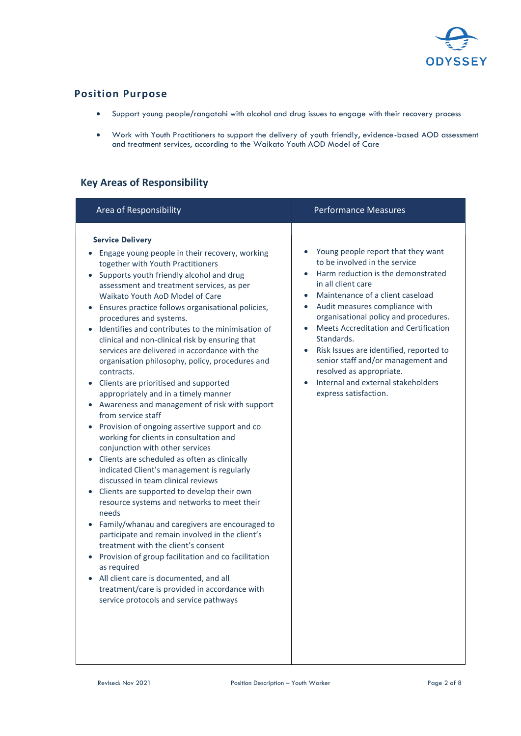## Position Purpose

- Support young people/rangatahi with alcohol and drug issues to engage with their recovery process
- Work with Youth Practitioners to support the delivery of youth friendly, evidence-based AOD assessment and treatment services, according to the Waikato Youth AOD Model of Care

## Key Areas of Responsibility

| Area of Responsibility | Performance Measures |
|---|---|
| **Service Delivery**<br>• Engage young people in their recovery, working together with Youth Practitioners<br>• Supports youth friendly alcohol and drug assessment and treatment services, as per Waikato Youth AoD Model of Care<br>• Ensures practice follows organisational policies, procedures and systems.<br>• Identifies and contributes to the minimisation of clinical and non-clinical risk by ensuring that services are delivered in accordance with the organisation philosophy, policy, procedures and contracts.<br>• Clients are prioritised and supported appropriately and in a timely manner<br>• Awareness and management of risk with support from service staff<br>• Provision of ongoing assertive support and co working for clients in consultation and conjunction with other services<br>• Clients are scheduled as often as clinically indicated Client's management is regularly discussed in team clinical reviews<br>• Clients are supported to develop their own resource systems and networks to meet their needs<br>• Family/whanau and caregivers are encouraged to participate and remain involved in the client's treatment with the client's consent<br>• Provision of group facilitation and co facilitation as required<br>• All client care is documented, and all treatment/care is provided in accordance with service protocols and service pathways | • Young people report that they want to be involved in the service<br>• Harm reduction is the demonstrated in all client care<br>• Maintenance of a client caseload<br>• Audit measures compliance with organisational policy and procedures.<br>• Meets Accreditation and Certification Standards.<br>• Risk Issues are identified, reported to senior staff and/or management and resolved as appropriate.<br>• Internal and external stakeholders express satisfaction. |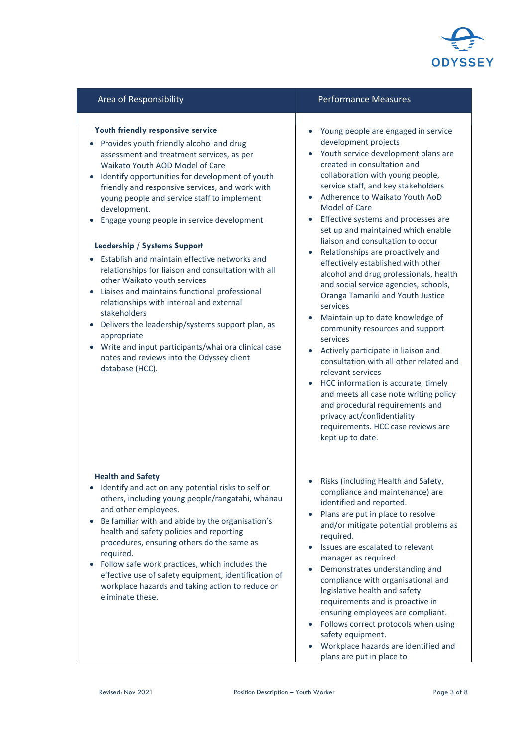| Area of Responsibility | Performance Measures |
|---|---|
| **Youth friendly responsive service**<br>• Provides youth friendly alcohol and drug assessment and treatment services, as per Waikato Youth AOD Model of Care<br>• Identify opportunities for development of youth friendly and responsive services, and work with young people and service staff to implement development.<br>• Engage young people in service development<br><br>**Leadership / Systems Support**<br>• Establish and maintain effective networks and relationships for liaison and consultation with all other Waikato youth services<br>• Liaises and maintains functional professional relationships with internal and external stakeholders<br>• Delivers the leadership/systems support plan, as appropriate<br>• Write and input participants/whai ora clinical case notes and reviews into the Odyssey client database (HCC). | • Young people are engaged in service development projects<br>• Youth service development plans are created in consultation and collaboration with young people, service staff, and key stakeholders<br>• Adherence to Waikato Youth AoD Model of Care<br>• Effective systems and processes are set up and maintained which enable liaison and consultation to occur<br>• Relationships are proactively and effectively established with other alcohol and drug professionals, health and social service agencies, schools, Oranga Tamariki and Youth Justice services<br>• Maintain up to date knowledge of community resources and support services<br>• Actively participate in liaison and consultation with all other related and relevant services<br>• HCC information is accurate, timely and meets all case note writing policy and procedural requirements and privacy act/confidentiality requirements. HCC case reviews are kept up to date. |
| **Health and Safety**<br>• Identify and act on any potential risks to self or others, including young people/rangatahi, whānau and other employees.<br>• Be familiar with and abide by the organisation's health and safety policies and reporting procedures, ensuring others do the same as required.<br>• Follow safe work practices, which includes the effective use of safety equipment, identification of workplace hazards and taking action to reduce or eliminate these. | • Risks (including Health and Safety, compliance and maintenance) are identified and reported.<br>• Plans are put in place to resolve and/or mitigate potential problems as required.<br>• Issues are escalated to relevant manager as required.<br>• Demonstrates understanding and compliance with organisational and legislative health and safety requirements and is proactive in ensuring employees are compliant.<br>• Follows correct protocols when using safety equipment.<br>• Workplace hazards are identified and plans are put in place to |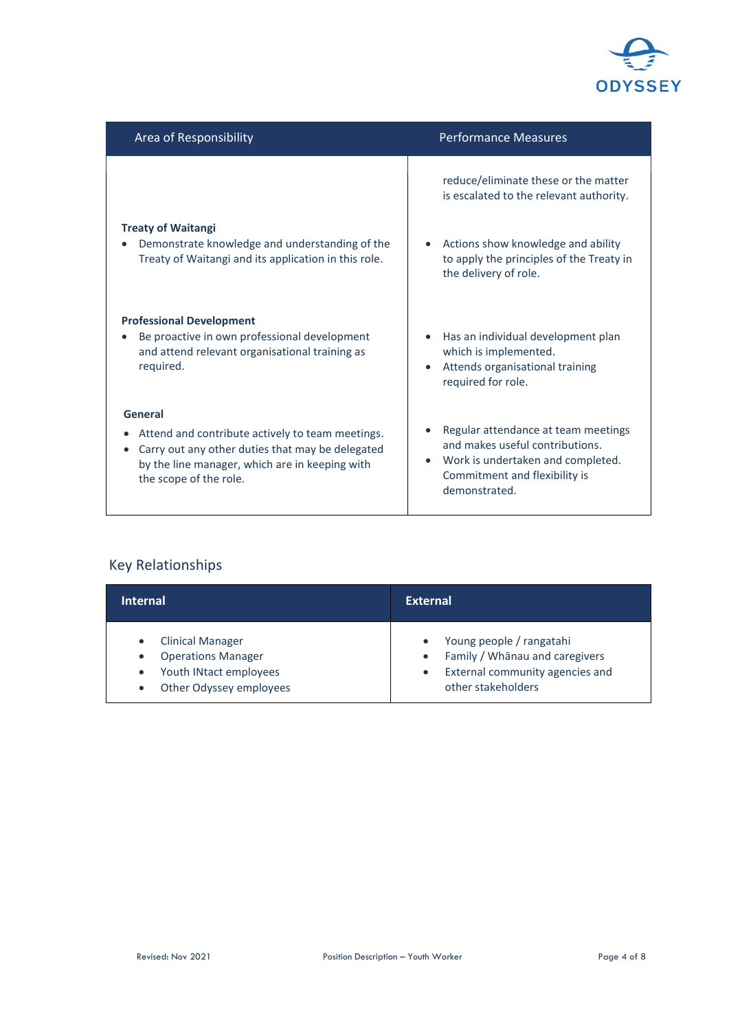| Area of Responsibility | Performance Measures |
|---|---|
| | reduce/eliminate these or the matter is escalated to the relevant authority. |
| **Treaty of Waitangi**<br>• Demonstrate knowledge and understanding of the Treaty of Waitangi and its application in this role. | • Actions show knowledge and ability to apply the principles of the Treaty in the delivery of role. |
| **Professional Development**<br>• Be proactive in own professional development and attend relevant organisational training as required. | • Has an individual development plan which is implemented.<br>• Attends organisational training required for role. |
| **General**<br>• Attend and contribute actively to team meetings.<br>• Carry out any other duties that may be delegated by the line manager, which are in keeping with the scope of the role. | • Regular attendance at team meetings and makes useful contributions.<br>• Work is undertaken and completed. Commitment and flexibility is demonstrated. |

## Key Relationships

| Internal | External |
|---|---|
| • Clinical Manager<br>• Operations Manager<br>• Youth INtact employees<br>• Other Odyssey employees | • Young people / rangatahi<br>• Family / Whānau and caregivers<br>• External community agencies and other stakeholders |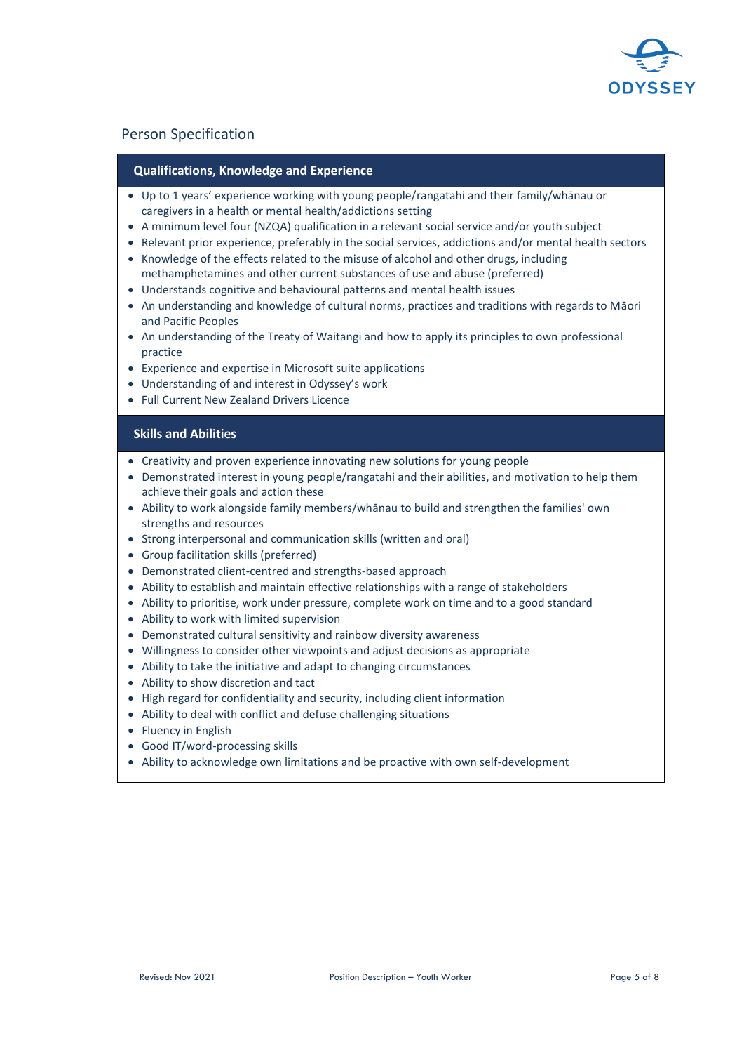## Person Specification

### Qualifications, Knowledge and Experience

- Up to 1 years' experience working with young people/rangatahi and their family/whānau or caregivers in a health or mental health/addictions setting
- A minimum level four (NZQA) qualification in a relevant social service and/or youth subject
- Relevant prior experience, preferably in the social services, addictions and/or mental health sectors
- Knowledge of the effects related to the misuse of alcohol and other drugs, including methamphetamines and other current substances of use and abuse (preferred)
- Understands cognitive and behavioural patterns and mental health issues
- An understanding and knowledge of cultural norms, practices and traditions with regards to Māori and Pacific Peoples
- An understanding of the Treaty of Waitangi and how to apply its principles to own professional practice
- Experience and expertise in Microsoft suite applications
- Understanding of and interest in Odyssey's work
- Full Current New Zealand Drivers Licence

### Skills and Abilities

- Creativity and proven experience innovating new solutions for young people
- Demonstrated interest in young people/rangatahi and their abilities, and motivation to help them achieve their goals and action these
- Ability to work alongside family members/whānau to build and strengthen the families' own strengths and resources
- Strong interpersonal and communication skills (written and oral)
- Group facilitation skills (preferred)
- Demonstrated client-centred and strengths-based approach
- Ability to establish and maintain effective relationships with a range of stakeholders
- Ability to prioritise, work under pressure, complete work on time and to a good standard
- Ability to work with limited supervision
- Demonstrated cultural sensitivity and rainbow diversity awareness
- Willingness to consider other viewpoints and adjust decisions as appropriate
- Ability to take the initiative and adapt to changing circumstances
- Ability to show discretion and tact
- High regard for confidentiality and security, including client information
- Ability to deal with conflict and defuse challenging situations
- Fluency in English
- Good IT/word-processing skills
- Ability to acknowledge own limitations and be proactive with own self-development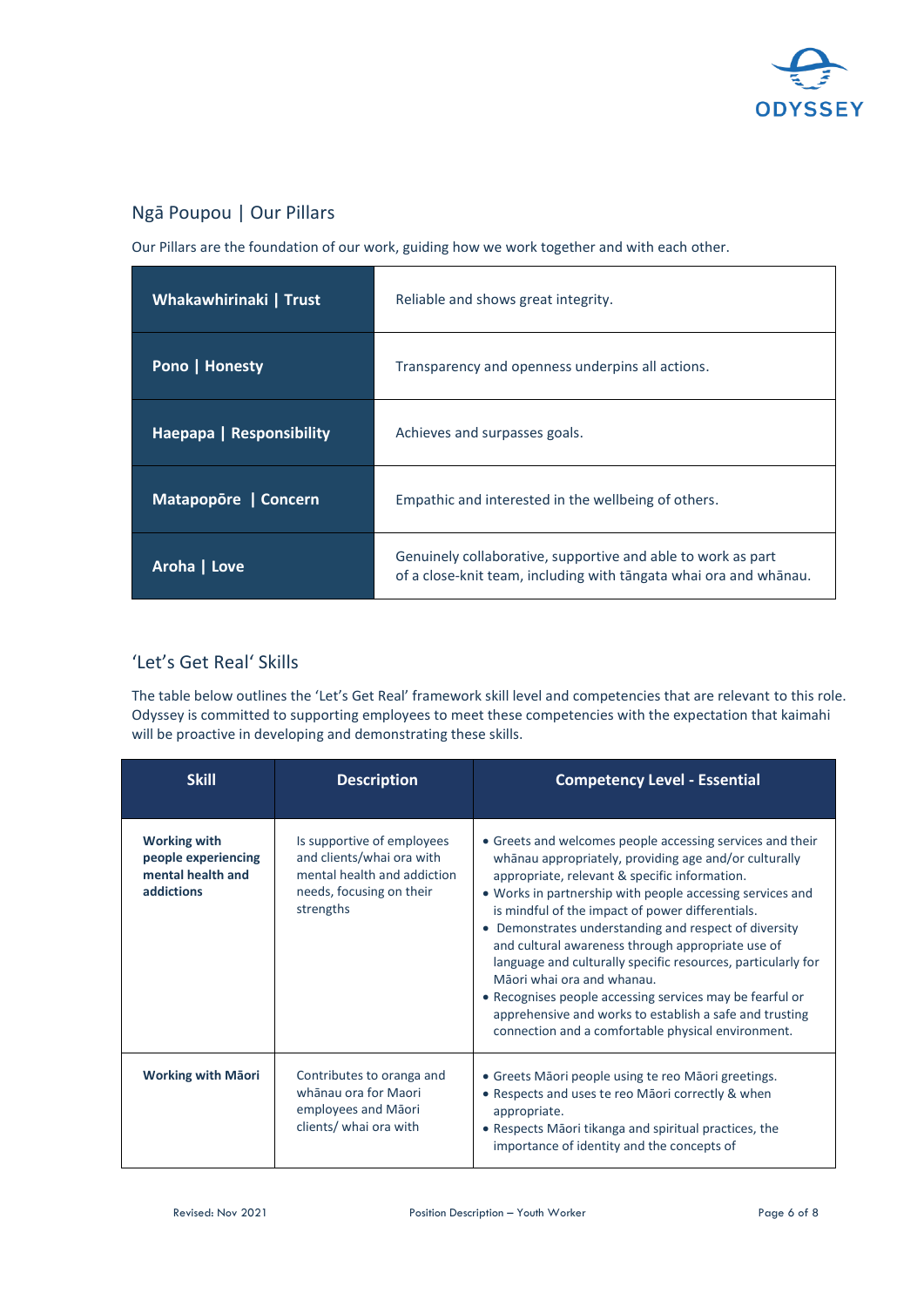## Ngā Poupou | Our Pillars

Our Pillars are the foundation of our work, guiding how we work together and with each other.

| | |
|---|---|
| **Whakawhirinaki \| Trust** | Reliable and shows great integrity. |
| **Pono \| Honesty** | Transparency and openness underpins all actions. |
| **Haepapa \| Responsibility** | Achieves and surpasses goals. |
| **Matapopōre \| Concern** | Empathic and interested in the wellbeing of others. |
| **Aroha \| Love** | Genuinely collaborative, supportive and able to work as part of a close-knit team, including with tāngata whai ora and whānau. |

## 'Let's Get Real' Skills

The table below outlines the 'Let's Get Real' framework skill level and competencies that are relevant to this role. Odyssey is committed to supporting employees to meet these competencies with the expectation that kaimahi will be proactive in developing and demonstrating these skills.

| Skill | Description | Competency Level - Essential |
|---|---|---|
| **Working with people experiencing mental health and addictions** | Is supportive of employees and clients/whai ora with mental health and addiction needs, focusing on their strengths | • Greets and welcomes people accessing services and their whānau appropriately, providing age and/or culturally appropriate, relevant & specific information.<br>• Works in partnership with people accessing services and is mindful of the impact of power differentials.<br>• Demonstrates understanding and respect of diversity and cultural awareness through appropriate use of language and culturally specific resources, particularly for Māori whai ora and whanau.<br>• Recognises people accessing services may be fearful or apprehensive and works to establish a safe and trusting connection and a comfortable physical environment. |
| **Working with Māori** | Contributes to oranga and whānau ora for Maori employees and Māori clients/ whai ora with | • Greets Māori people using te reo Māori greetings.<br>• Respects and uses te reo Māori correctly & when appropriate.<br>• Respects Māori tikanga and spiritual practices, the importance of identity and the concepts of |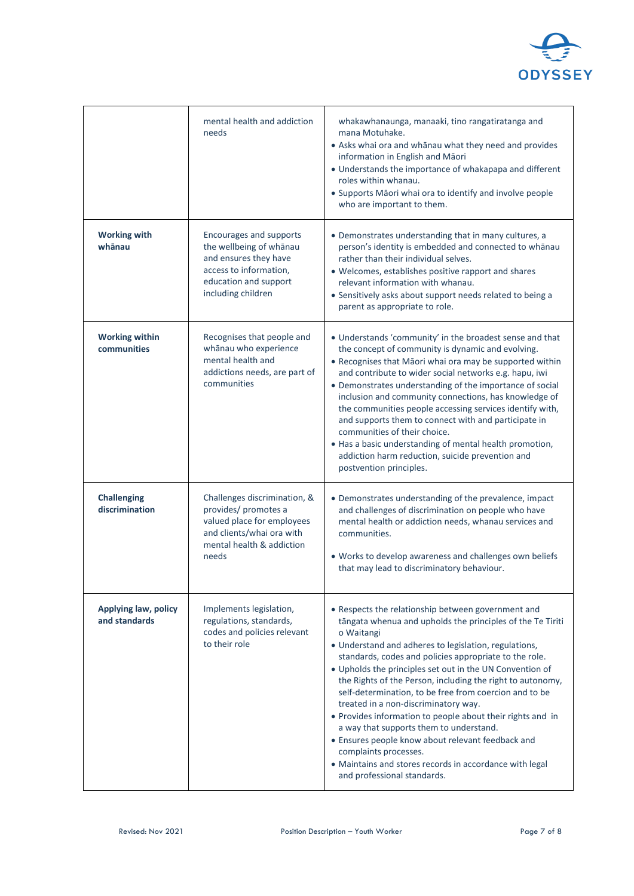| | | |
|---|---|---|
| | mental health and addiction needs | whakawhanaunga, manaaki, tino rangatiratanga and mana Motuhake.<br>• Asks whai ora and whānau what they need and provides information in English and Māori<br>• Understands the importance of whakapapa and different roles within whanau.<br>• Supports Māori whai ora to identify and involve people who are important to them. |
| **Working with whānau** | Encourages and supports the wellbeing of whānau and ensures they have access to information, education and support including children | • Demonstrates understanding that in many cultures, a person's identity is embedded and connected to whānau rather than their individual selves.<br>• Welcomes, establishes positive rapport and shares relevant information with whanau.<br>• Sensitively asks about support needs related to being a parent as appropriate to role. |
| **Working within communities** | Recognises that people and whānau who experience mental health and addictions needs, are part of communities | • Understands 'community' in the broadest sense and that the concept of community is dynamic and evolving.<br>• Recognises that Māori whai ora may be supported within and contribute to wider social networks e.g. hapu, iwi<br>• Demonstrates understanding of the importance of social inclusion and community connections, has knowledge of the communities people accessing services identify with, and supports them to connect with and participate in communities of their choice.<br>• Has a basic understanding of mental health promotion, addiction harm reduction, suicide prevention and postvention principles. |
| **Challenging discrimination** | Challenges discrimination, & provides/ promotes a valued place for employees and clients/whai ora with mental health & addiction needs | • Demonstrates understanding of the prevalence, impact and challenges of discrimination on people who have mental health or addiction needs, whanau services and communities.<br><br>• Works to develop awareness and challenges own beliefs that may lead to discriminatory behaviour. |
| **Applying law, policy and standards** | Implements legislation, regulations, standards, codes and policies relevant to their role | • Respects the relationship between government and tāngata whenua and upholds the principles of the Te Tiriti o Waitangi<br>• Understand and adheres to legislation, regulations, standards, codes and policies appropriate to the role.<br>• Upholds the principles set out in the UN Convention of the Rights of the Person, including the right to autonomy, self-determination, to be free from coercion and to be treated in a non-discriminatory way.<br>• Provides information to people about their rights and in a way that supports them to understand.<br>• Ensures people know about relevant feedback and complaints processes.<br>• Maintains and stores records in accordance with legal and professional standards. |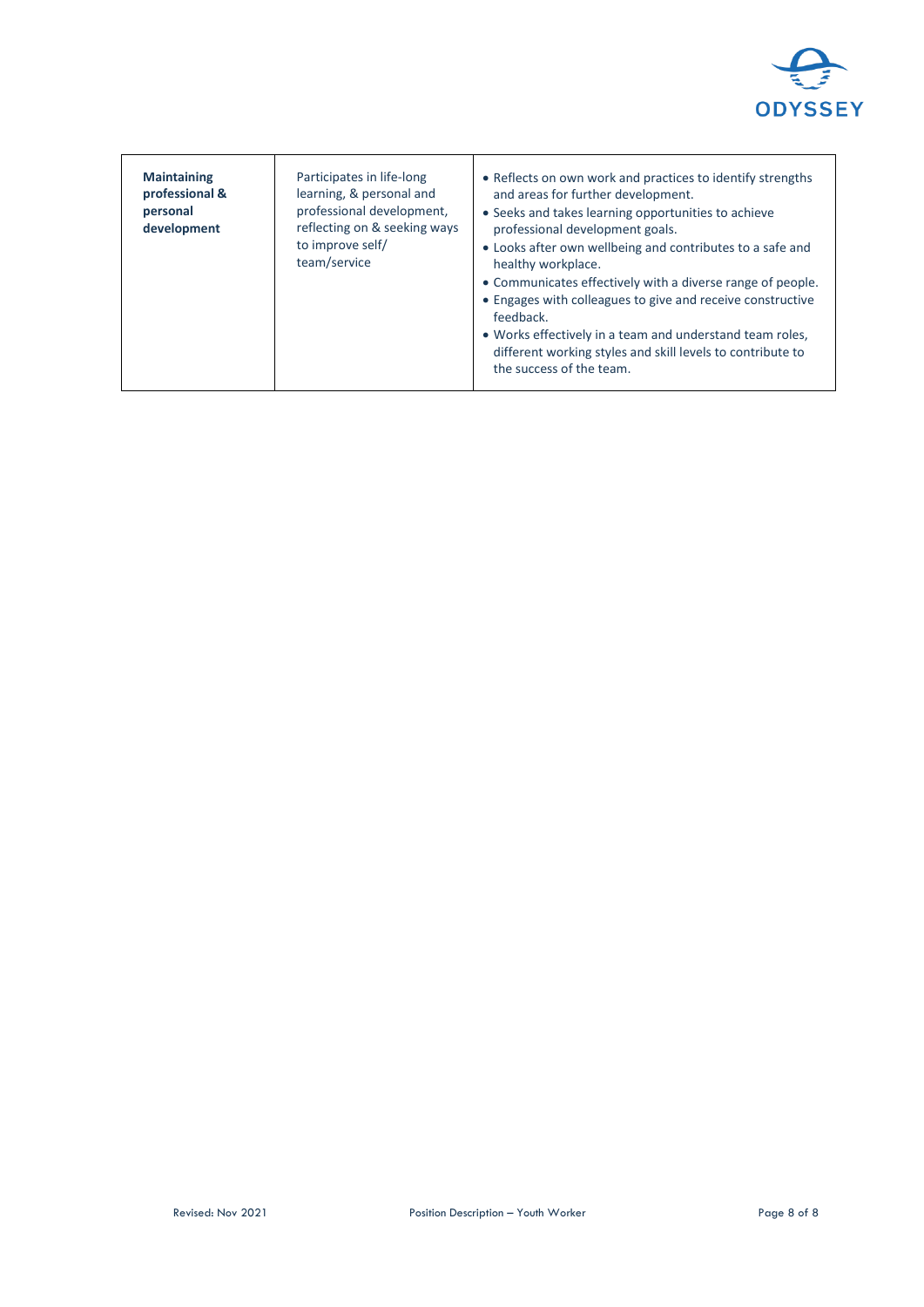| | | |
|---|---|---|
| **Maintaining professional & personal development** | Participates in life-long learning, & personal and professional development, reflecting on & seeking ways to improve self/ team/service | • Reflects on own work and practices to identify strengths and areas for further development.<br>• Seeks and takes learning opportunities to achieve professional development goals.<br>• Looks after own wellbeing and contributes to a safe and healthy workplace.<br>• Communicates effectively with a diverse range of people.<br>• Engages with colleagues to give and receive constructive feedback.<br>• Works effectively in a team and understand team roles, different working styles and skill levels to contribute to the success of the team. |